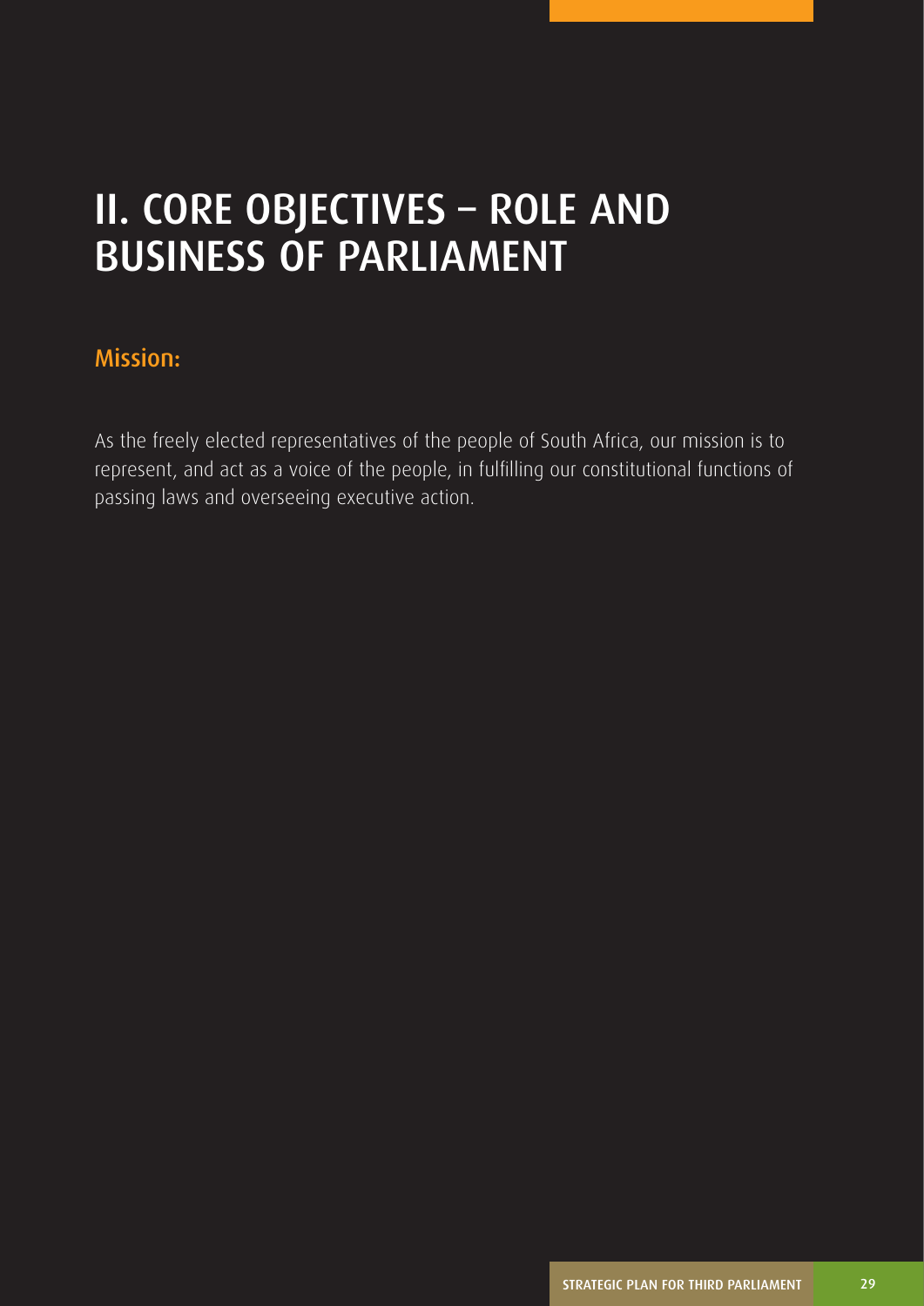# II. CORE OBJECTIVES – ROLE AND BUSINESS OF PARLIAMENT

## Mission:

As the freely elected representatives of the people of South Africa, our mission is to represent, and act as a voice of the people, in fulfilling our constitutional functions of passing laws and overseeing executive action.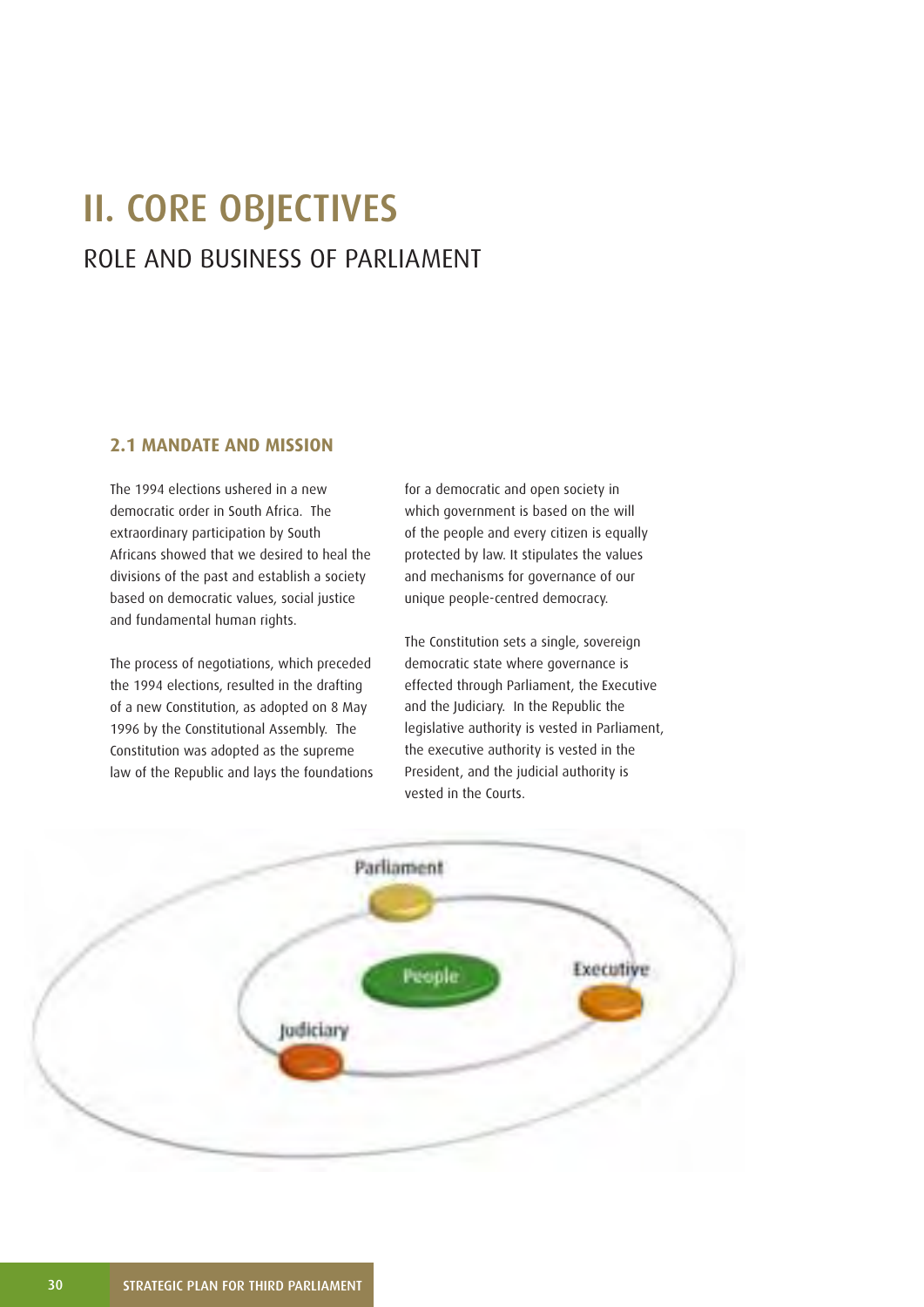# II. CORE OBJECTIVES

## ROLE AND BUSINESS OF PARLIAMENT

### 2.1 MANDATE AND MISSION

The 1994 elections ushered in a new democratic order in South Africa. The extraordinary participation by South Africans showed that we desired to heal the divisions of the past and establish a society based on democratic values, social justice and fundamental human rights.

The process of negotiations, which preceded the 1994 elections, resulted in the drafting of a new Constitution, as adopted on 8 May 1996 by the Constitutional Assembly. The Constitution was adopted as the supreme law of the Republic and lays the foundations for a democratic and open society in which government is based on the will of the people and every citizen is equally protected by law. It stipulates the values and mechanisms for governance of our unique people-centred democracy.

The Constitution sets a single, sovereign democratic state where governance is effected through Parliament, the Executive and the Judiciary. In the Republic the legislative authority is vested in Parliament, the executive authority is vested in the President, and the judicial authority is vested in the Courts.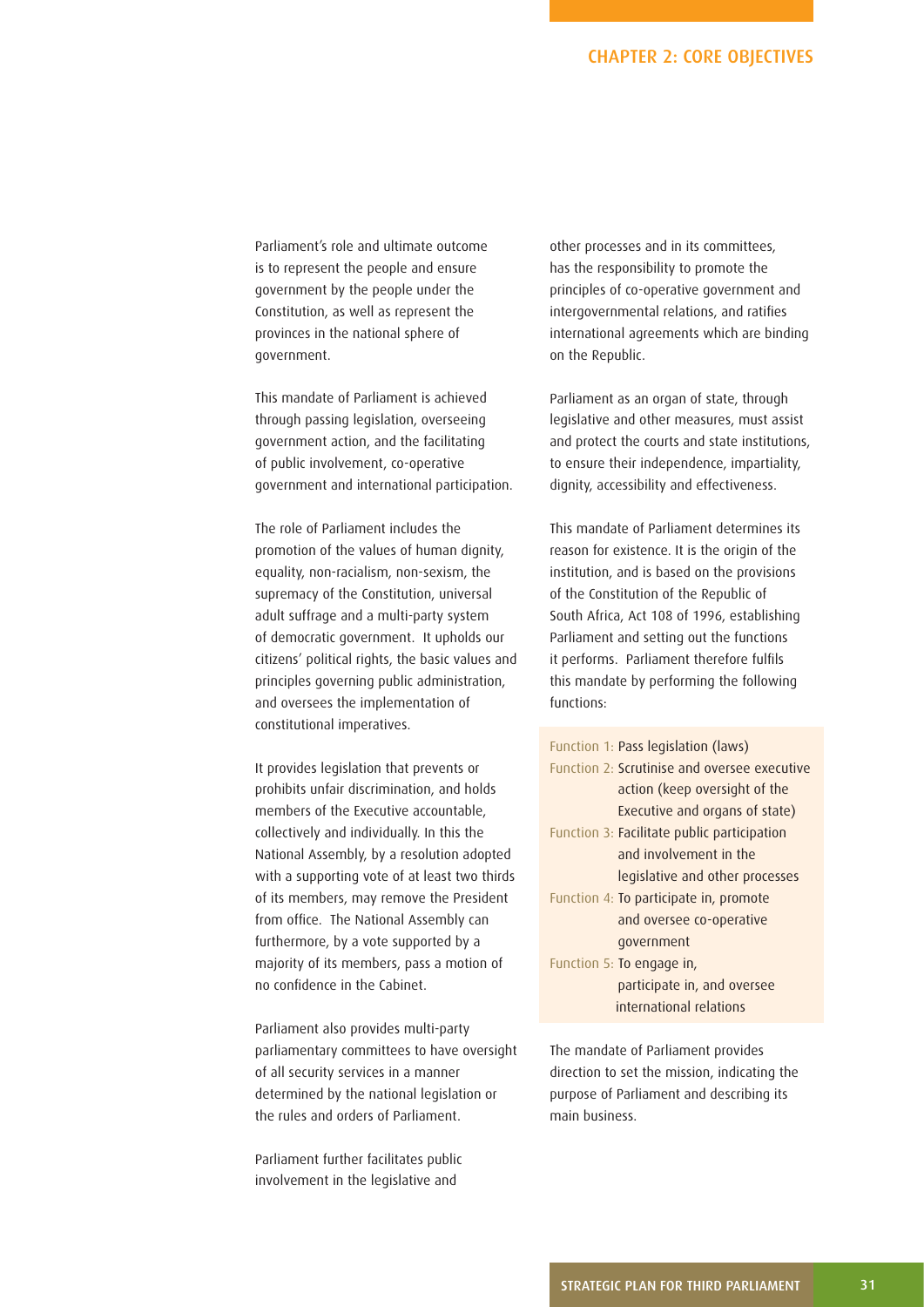Parliament's role and ultimate outcome is to represent the people and ensure government by the people under the Constitution, as well as represent the provinces in the national sphere of government.

This mandate of Parliament is achieved through passing legislation, overseeing government action, and the facilitating of public involvement, co-operative government and international participation.

The role of Parliament includes the promotion of the values of human dignity, equality, non-racialism, non-sexism, the supremacy of the Constitution, universal adult suffrage and a multi-party system of democratic government. It upholds our citizens' political rights, the basic values and principles governing public administration, and oversees the implementation of constitutional imperatives.

It provides legislation that prevents or prohibits unfair discrimination, and holds members of the Executive accountable, collectively and individually. In this the National Assembly, by a resolution adopted with a supporting vote of at least two thirds of its members, may remove the President from office. The National Assembly can furthermore, by a vote supported by a majority of its members, pass a motion of no confidence in the Cabinet.

Parliament also provides multi-party parliamentary committees to have oversight of all security services in a manner determined by the national legislation or the rules and orders of Parliament.

Parliament further facilitates public involvement in the legislative and other processes and in its committees, has the responsibility to promote the principles of co-operative government and intergovernmental relations, and ratifies international agreements which are binding on the Republic.

Parliament as an organ of state, through legislative and other measures, must assist and protect the courts and state institutions, to ensure their independence, impartiality, dignity, accessibility and effectiveness.

This mandate of Parliament determines its reason for existence. It is the origin of the institution, and is based on the provisions of the Constitution of the Republic of South Africa, Act 108 of 1996, establishing Parliament and setting out the functions it performs. Parliament therefore fulfils this mandate by performing the following functions:

- Function 1: Pass legislation (laws)
- Function 2: Scrutinise and oversee executive action (keep oversight of the Executive and organs of state)
- Function 3: Facilitate public participation and involvement in the legislative and other processes
- Function 4: To participate in, promote and oversee co-operative government
- Function 5: To engage in, participate in, and oversee international relations

The mandate of Parliament provides direction to set the mission, indicating the purpose of Parliament and describing its main business.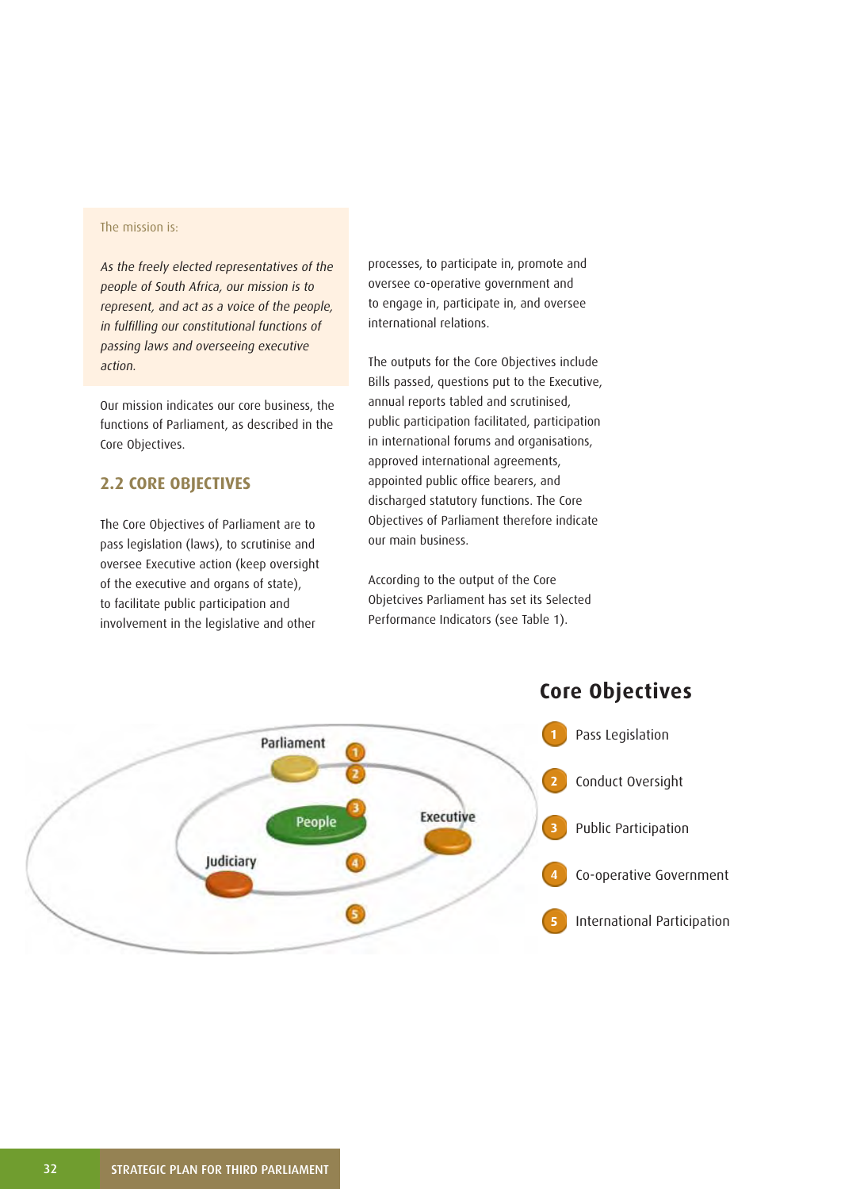The mission is:

*As the freely elected representatives of the people of South Africa, our mission is to represent, and act as a voice of the people, in fulfilling our constitutional functions of passing laws and overseeing executive action.*

Our mission indicates our core business, the functions of Parliament, as described in the Core Objectives.

## 2.2 CORE OBJECTIVES

The Core Objectives of Parliament are to pass legislation (laws), to scrutinise and oversee Executive action (keep oversight of the executive and organs of state), to facilitate public participation and involvement in the legislative and other processes, to participate in, promote and oversee co-operative government and to engage in, participate in, and oversee international relations.

The outputs for the Core Objectives include Bills passed, questions put to the Executive, annual reports tabled and scrutinised, public participation facilitated, participation in international forums and organisations, approved international agreements, appointed public office bearers, and discharged statutory functions. The Core Objectives of Parliament therefore indicate our main business.

According to the output of the Core Objetcives Parliament has set its Selected Performance Indicators (see Table 1).

Parliament

People

Executive

Judiciary

### Core Objectives

1. Pass Legislation
2. Conduct Oversight
3. Public Participation
4. Co-operative Government
5. International Participation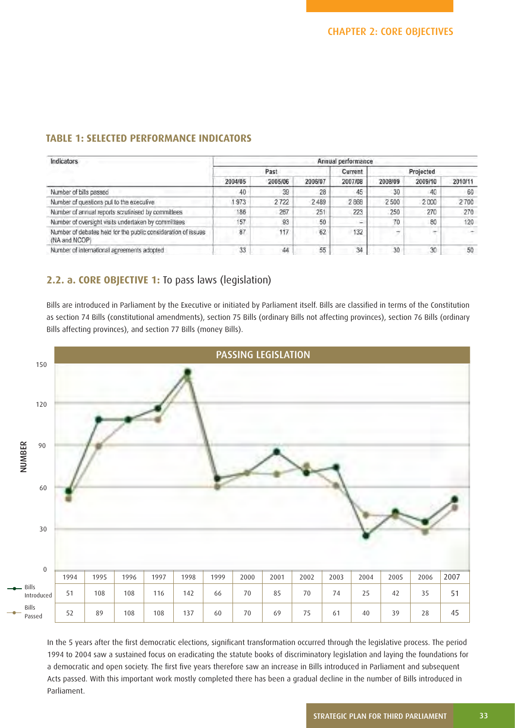## TABLE 1: SELECTED PERFORMANCE INDICATORS

| Indicators | Annual performance | | | | | | |
|---|---|---|---|---|---|---|---|
| | Past | | | Current | Projected | | |
| | 2004/05 | 2005/06 | 2006/07 | 2007/08 | 2008/09 | 2009/10 | 2010/11 |
| Number of bills passed | 40 | 39 | 28 | 45 | 30 | 40 | 60 |
| Number of questions put to the executive | 1 973 | 2 722 | 2 489 | 2 868 | 2 500 | 2 000 | 2 700 |
| Number of annual reports scrutinised by committees | 186 | 267 | 251 | 223 | 250 | 270 | 270 |
| Number of oversight visits undertaken by committees | 157 | 93 | 50 | – | 70 | 80 | 120 |
| Number of debates held for the public consideration of issues (NA and NCOP) | 87 | 117 | 62 | 132 | – | – | – |
| Number of international agreements adopted | 33 | 44 | 55 | 34 | 30 | 30 | 50 |

## 2.2. a. CORE OBJECTIVE 1: To pass laws (legislation)

Bills are introduced in Parliament by the Executive or initiated by Parliament itself. Bills are classified in terms of the Constitution as section 74 Bills (constitutional amendments), section 75 Bills (ordinary Bills not affecting provinces), section 76 Bills (ordinary Bills affecting provinces), and section 77 Bills (money Bills).

**PASSING LEGISLATION**

| | 1994 | 1995 | 1996 | 1997 | 1998 | 1999 | 2000 | 2001 | 2002 | 2003 | 2004 | 2005 | 2006 | 2007 |
|---|---|---|---|---|---|---|---|---|---|---|---|---|---|---|
| Bills Introduced | 51 | 108 | 108 | 116 | 142 | 66 | 70 | 85 | 70 | 74 | 25 | 42 | 35 | 51 |
| Bills Passed | 52 | 89 | 108 | 108 | 137 | 60 | 70 | 69 | 75 | 61 | 40 | 39 | 28 | 45 |

In the 5 years after the first democratic elections, significant transformation occurred through the legislative process. The period 1994 to 2004 saw a sustained focus on eradicating the statute books of discriminatory legislation and laying the foundations for a democratic and open society. The first five years therefore saw an increase in Bills introduced in Parliament and subsequent Acts passed. With this important work mostly completed there has been a gradual decline in the number of Bills introduced in Parliament.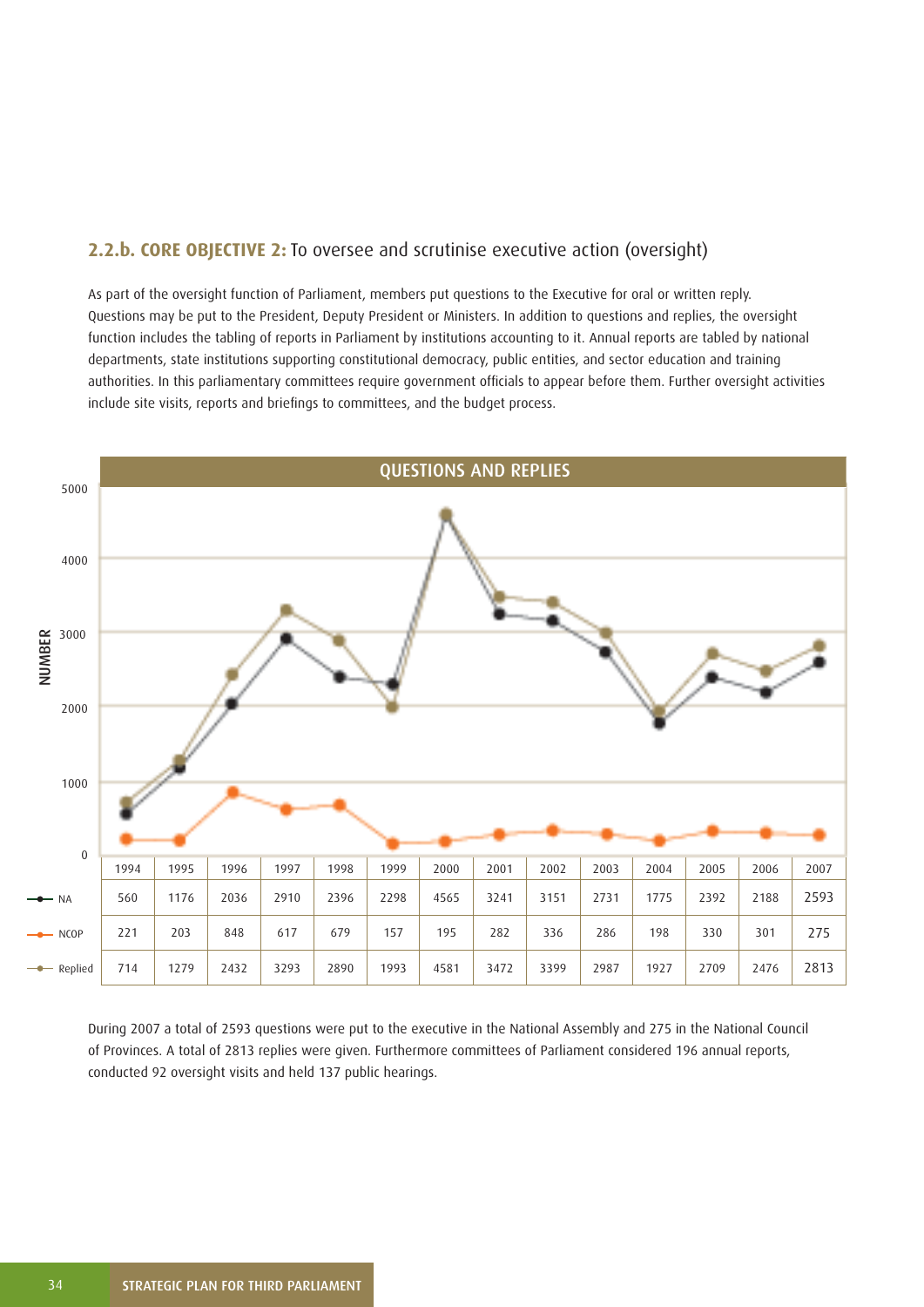### 2.2.b. CORE OBJECTIVE 2: To oversee and scrutinise executive action (oversight)

As part of the oversight function of Parliament, members put questions to the Executive for oral or written reply. Questions may be put to the President, Deputy President or Ministers. In addition to questions and replies, the oversight function includes the tabling of reports in Parliament by institutions accounting to it. Annual reports are tabled by national departments, state institutions supporting constitutional democracy, public entities, and sector education and training authorities. In this parliamentary committees require government officials to appear before them. Further oversight activities include site visits, reports and briefings to committees, and the budget process.

**QUESTIONS AND REPLIES**

| | 1994 | 1995 | 1996 | 1997 | 1998 | 1999 | 2000 | 2001 | 2002 | 2003 | 2004 | 2005 | 2006 | 2007 |
|---|---|---|---|---|---|---|---|---|---|---|---|---|---|---|
| NA | 560 | 1176 | 2036 | 2910 | 2396 | 2298 | 4565 | 3241 | 3151 | 2731 | 1775 | 2392 | 2188 | 2593 |
| NCOP | 221 | 203 | 848 | 617 | 679 | 157 | 195 | 282 | 336 | 286 | 198 | 330 | 301 | 275 |
| Replied | 714 | 1279 | 2432 | 3293 | 2890 | 1993 | 4581 | 3472 | 3399 | 2987 | 1927 | 2709 | 2476 | 2813 |

During 2007 a total of 2593 questions were put to the executive in the National Assembly and 275 in the National Council of Provinces. A total of 2813 replies were given. Furthermore committees of Parliament considered 196 annual reports, conducted 92 oversight visits and held 137 public hearings.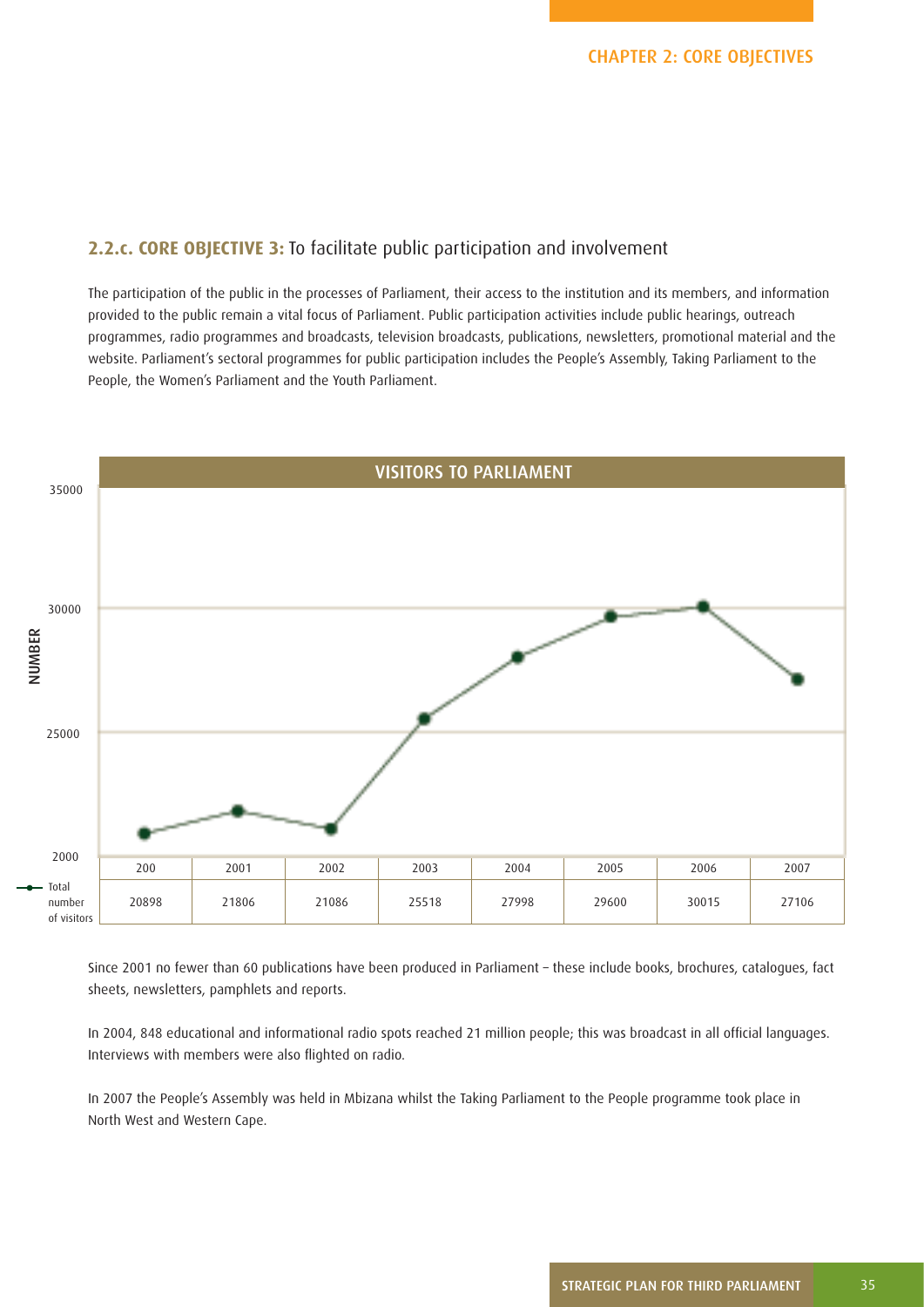## 2.2.c. CORE OBJECTIVE 3: To facilitate public participation and involvement

The participation of the public in the processes of Parliament, their access to the institution and its members, and information provided to the public remain a vital focus of Parliament. Public participation activities include public hearings, outreach programmes, radio programmes and broadcasts, television broadcasts, publications, newsletters, promotional material and the website. Parliament's sectoral programmes for public participation includes the People's Assembly, Taking Parliament to the People, the Women's Parliament and the Youth Parliament.

**VISITORS TO PARLIAMENT**

| | 200 | 2001 | 2002 | 2003 | 2004 | 2005 | 2006 | 2007 |
|---|---|---|---|---|---|---|---|---|
| Total number of visitors | 20898 | 21806 | 21086 | 25518 | 27998 | 29600 | 30015 | 27106 |

Since 2001 no fewer than 60 publications have been produced in Parliament – these include books, brochures, catalogues, fact sheets, newsletters, pamphlets and reports.

In 2004, 848 educational and informational radio spots reached 21 million people; this was broadcast in all official languages. Interviews with members were also flighted on radio.

In 2007 the People's Assembly was held in Mbizana whilst the Taking Parliament to the People programme took place in North West and Western Cape.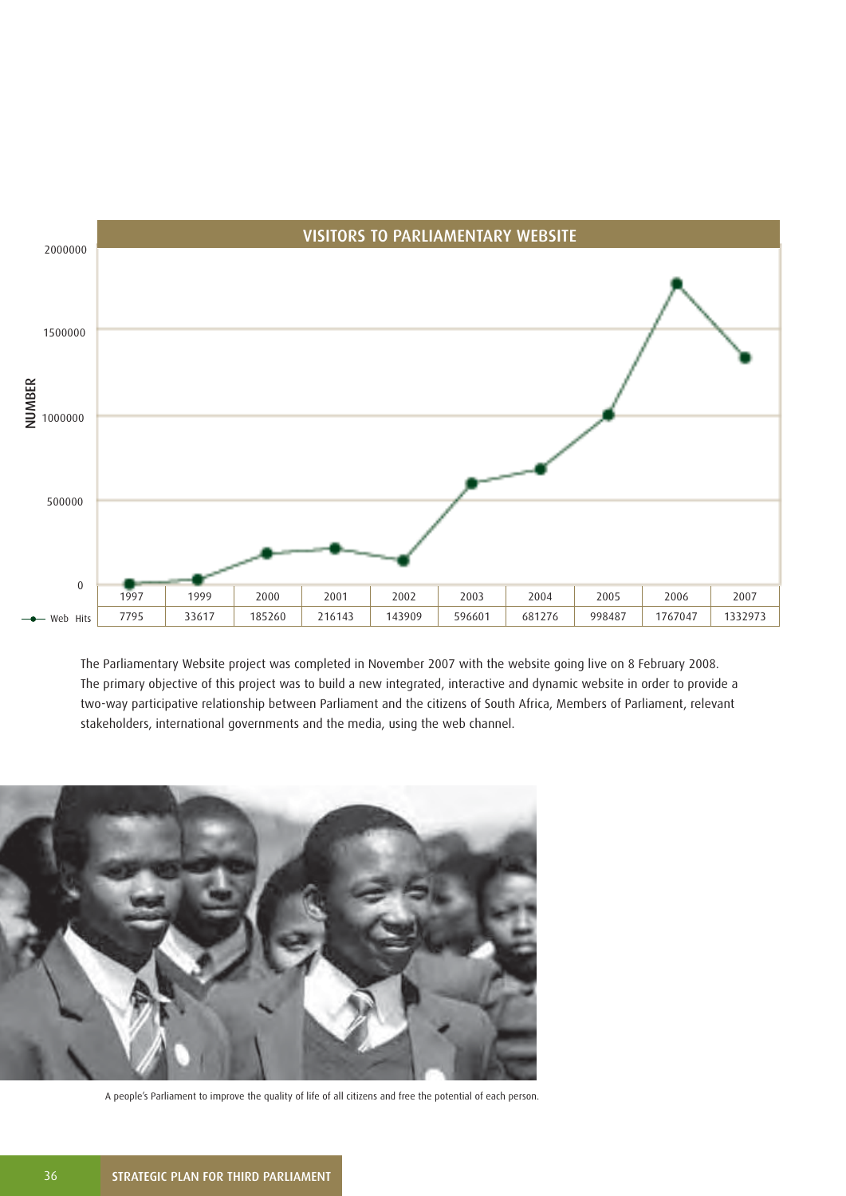**VISITORS TO PARLIAMENTARY WEBSITE**

| | 1997 | 1999 | 2000 | 2001 | 2002 | 2003 | 2004 | 2005 | 2006 | 2007 |
|---|---|---|---|---|---|---|---|---|---|---|
| Web Hits | 7795 | 33617 | 185260 | 216143 | 143909 | 596601 | 681276 | 998487 | 1767047 | 1332973 |

The Parliamentary Website project was completed in November 2007 with the website going live on 8 February 2008. The primary objective of this project was to build a new integrated, interactive and dynamic website in order to provide a two-way participative relationship between Parliament and the citizens of South Africa, Members of Parliament, relevant stakeholders, international governments and the media, using the web channel.

A people's Parliament to improve the quality of life of all citizens and free the potential of each person.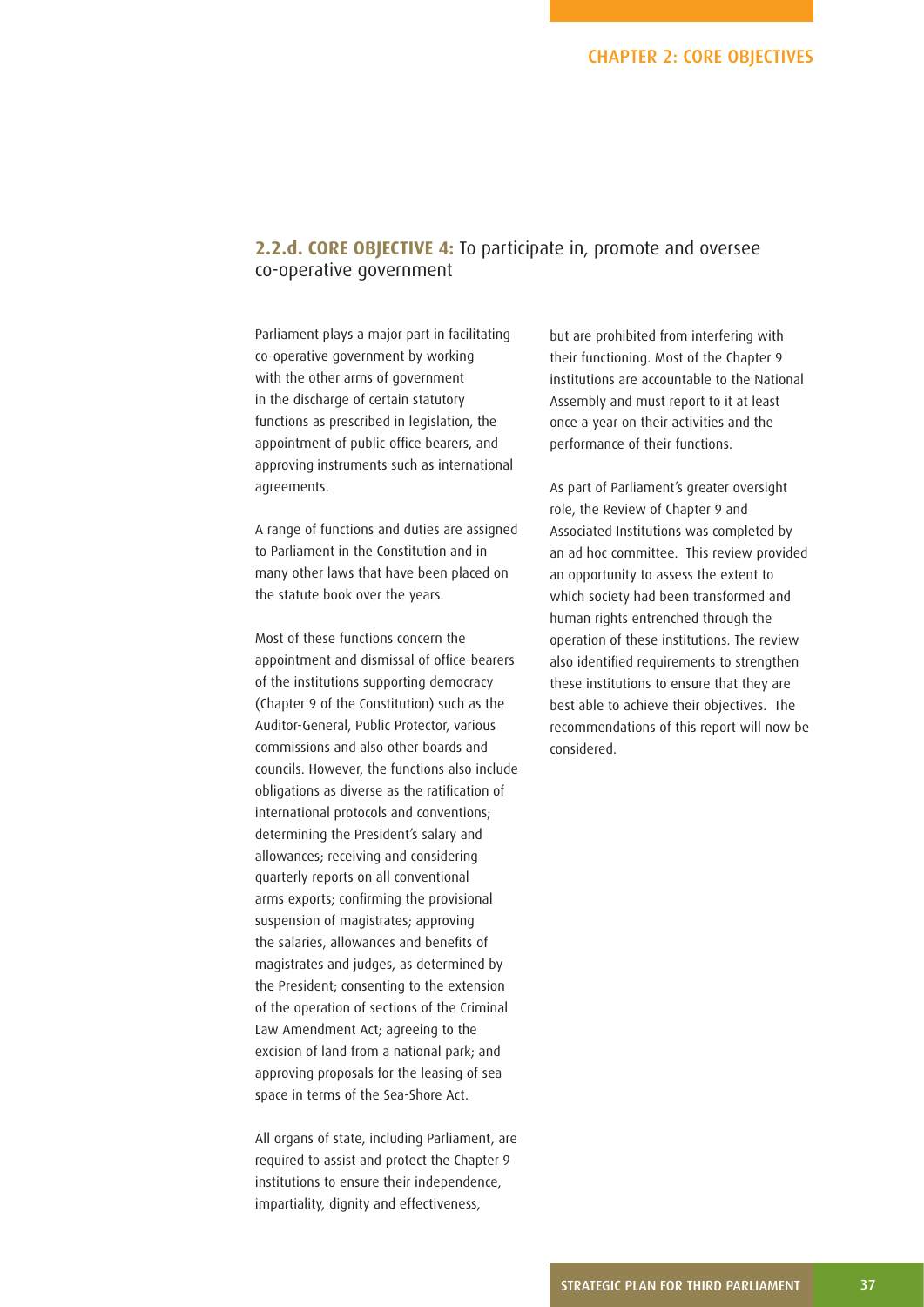### **2.2.d. CORE OBJECTIVE 4:** To participate in, promote and oversee co-operative government

Parliament plays a major part in facilitating co-operative government by working with the other arms of government in the discharge of certain statutory functions as prescribed in legislation, the appointment of public office bearers, and approving instruments such as international agreements.

A range of functions and duties are assigned to Parliament in the Constitution and in many other laws that have been placed on the statute book over the years.

Most of these functions concern the appointment and dismissal of office-bearers of the institutions supporting democracy (Chapter 9 of the Constitution) such as the Auditor-General, Public Protector, various commissions and also other boards and councils. However, the functions also include obligations as diverse as the ratification of international protocols and conventions; determining the President's salary and allowances; receiving and considering quarterly reports on all conventional arms exports; confirming the provisional suspension of magistrates; approving the salaries, allowances and benefits of magistrates and judges, as determined by the President; consenting to the extension of the operation of sections of the Criminal Law Amendment Act; agreeing to the excision of land from a national park; and approving proposals for the leasing of sea space in terms of the Sea-Shore Act.

All organs of state, including Parliament, are required to assist and protect the Chapter 9 institutions to ensure their independence, impartiality, dignity and effectiveness, but are prohibited from interfering with their functioning. Most of the Chapter 9 institutions are accountable to the National Assembly and must report to it at least once a year on their activities and the performance of their functions.

As part of Parliament's greater oversight role, the Review of Chapter 9 and Associated Institutions was completed by an ad hoc committee. This review provided an opportunity to assess the extent to which society had been transformed and human rights entrenched through the operation of these institutions. The review also identified requirements to strengthen these institutions to ensure that they are best able to achieve their objectives. The recommendations of this report will now be considered.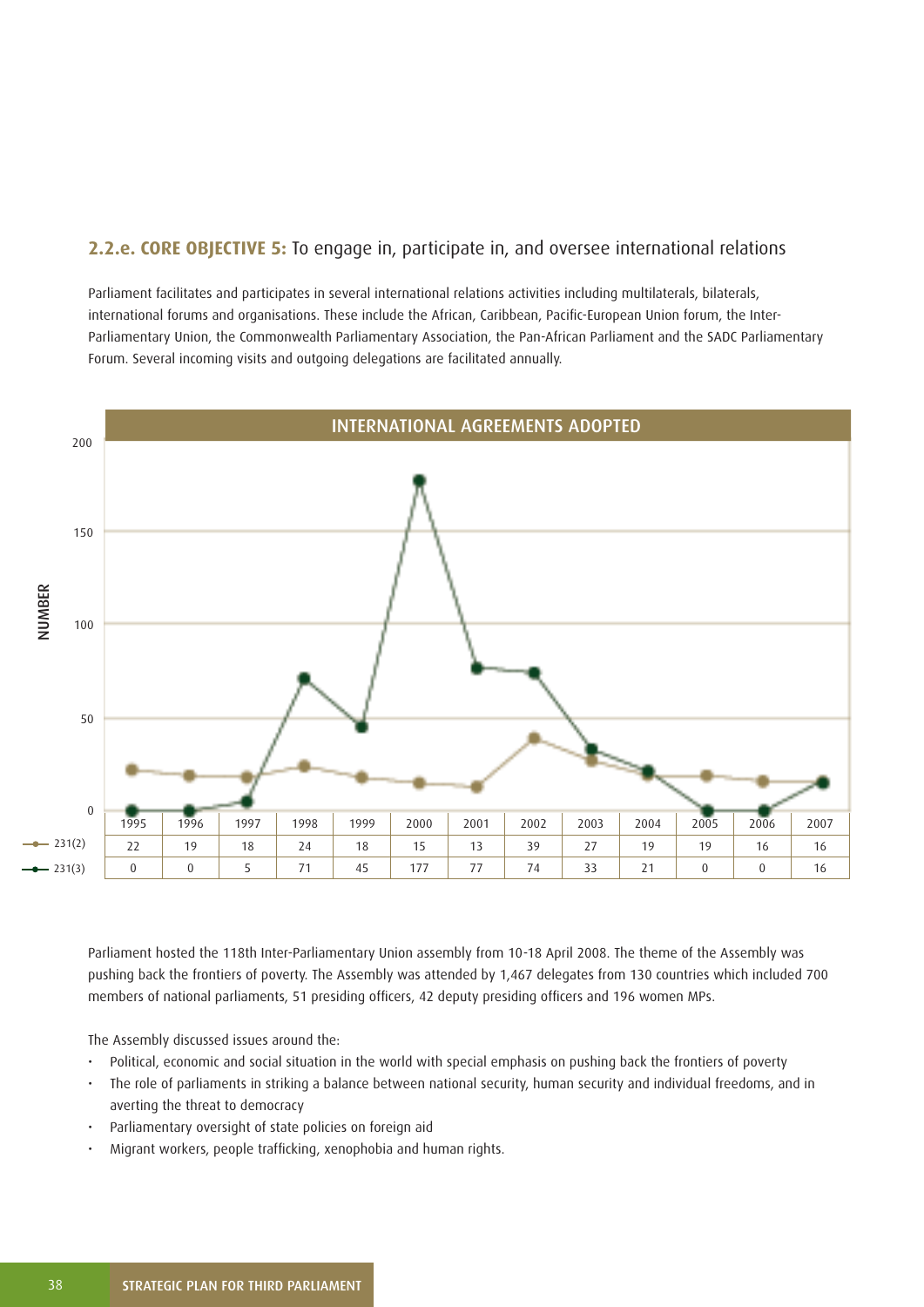## 2.2.e. CORE OBJECTIVE 5: To engage in, participate in, and oversee international relations

Parliament facilitates and participates in several international relations activities including multilaterals, bilaterals, international forums and organisations. These include the African, Caribbean, Pacific-European Union forum, the Inter-Parliamentary Union, the Commonwealth Parliamentary Association, the Pan-African Parliament and the SADC Parliamentary Forum. Several incoming visits and outgoing delegations are facilitated annually.

**INTERNATIONAL AGREEMENTS ADOPTED**

| | 1995 | 1996 | 1997 | 1998 | 1999 | 2000 | 2001 | 2002 | 2003 | 2004 | 2005 | 2006 | 2007 |
|---|---|---|---|---|---|---|---|---|---|---|---|---|---|
| 231(2) | 22 | 19 | 18 | 24 | 18 | 15 | 13 | 39 | 27 | 19 | 19 | 16 | 16 |
| 231(3) | 0 | 0 | 5 | 71 | 45 | 177 | 77 | 74 | 33 | 21 | 0 | 0 | 16 |

Parliament hosted the 118th Inter-Parliamentary Union assembly from 10-18 April 2008. The theme of the Assembly was pushing back the frontiers of poverty. The Assembly was attended by 1,467 delegates from 130 countries which included 700 members of national parliaments, 51 presiding officers, 42 deputy presiding officers and 196 women MPs.

The Assembly discussed issues around the:

- Political, economic and social situation in the world with special emphasis on pushing back the frontiers of poverty
- The role of parliaments in striking a balance between national security, human security and individual freedoms, and in averting the threat to democracy
- Parliamentary oversight of state policies on foreign aid
- Migrant workers, people trafficking, xenophobia and human rights.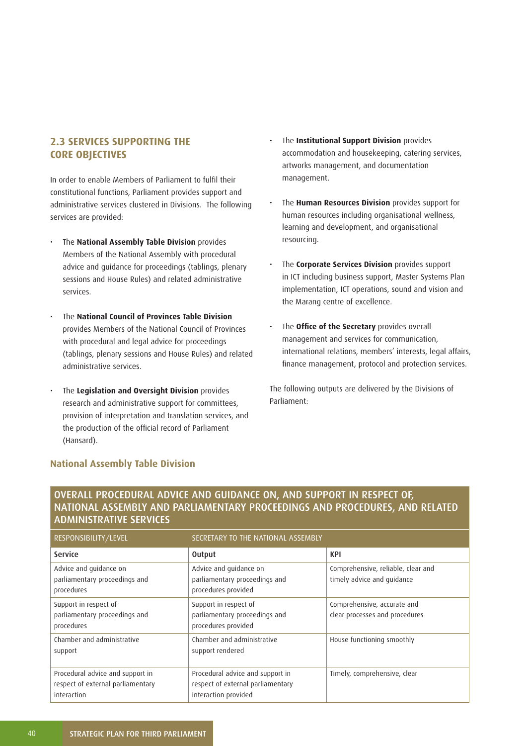## 2.3 SERVICES SUPPORTING THE CORE OBJECTIVES

In order to enable Members of Parliament to fulfil their constitutional functions, Parliament provides support and administrative services clustered in Divisions. The following services are provided:

- The **National Assembly Table Division** provides Members of the National Assembly with procedural advice and guidance for proceedings (tablings, plenary sessions and House Rules) and related administrative services.
- The **National Council of Provinces Table Division** provides Members of the National Council of Provinces with procedural and legal advice for proceedings (tablings, plenary sessions and House Rules) and related administrative services.
- The **Legislation and Oversight Division** provides research and administrative support for committees, provision of interpretation and translation services, and the production of the official record of Parliament (Hansard).
- The **Institutional Support Division** provides accommodation and housekeeping, catering services, artworks management, and documentation management.
- The **Human Resources Division** provides support for human resources including organisational wellness, learning and development, and organisational resourcing.
- The **Corporate Services Division** provides support in ICT including business support, Master Systems Plan implementation, ICT operations, sound and vision and the Marang centre of excellence.
- The **Office of the Secretary** provides overall management and services for communication, international relations, members' interests, legal affairs, finance management, protocol and protection services.

The following outputs are delivered by the Divisions of Parliament:

### National Assembly Table Division

**OVERALL PROCEDURAL ADVICE AND GUIDANCE ON, AND SUPPORT IN RESPECT OF, NATIONAL ASSEMBLY AND PARLIAMENTARY PROCEEDINGS AND PROCEDURES, AND RELATED ADMINISTRATIVE SERVICES**

| RESPONSIBILITY/LEVEL | SECRETARY TO THE NATIONAL ASSEMBLY | |
|---|---|---|
| **Service** | **Output** | **KPI** |
| Advice and guidance on parliamentary proceedings and procedures | Advice and guidance on parliamentary proceedings and procedures provided | Comprehensive, reliable, clear and timely advice and guidance |
| Support in respect of parliamentary proceedings and procedures | Support in respect of parliamentary proceedings and procedures provided | Comprehensive, accurate and clear processes and procedures |
| Chamber and administrative support | Chamber and administrative support rendered | House functioning smoothly |
| Procedural advice and support in respect of external parliamentary interaction | Procedural advice and support in respect of external parliamentary interaction provided | Timely, comprehensive, clear |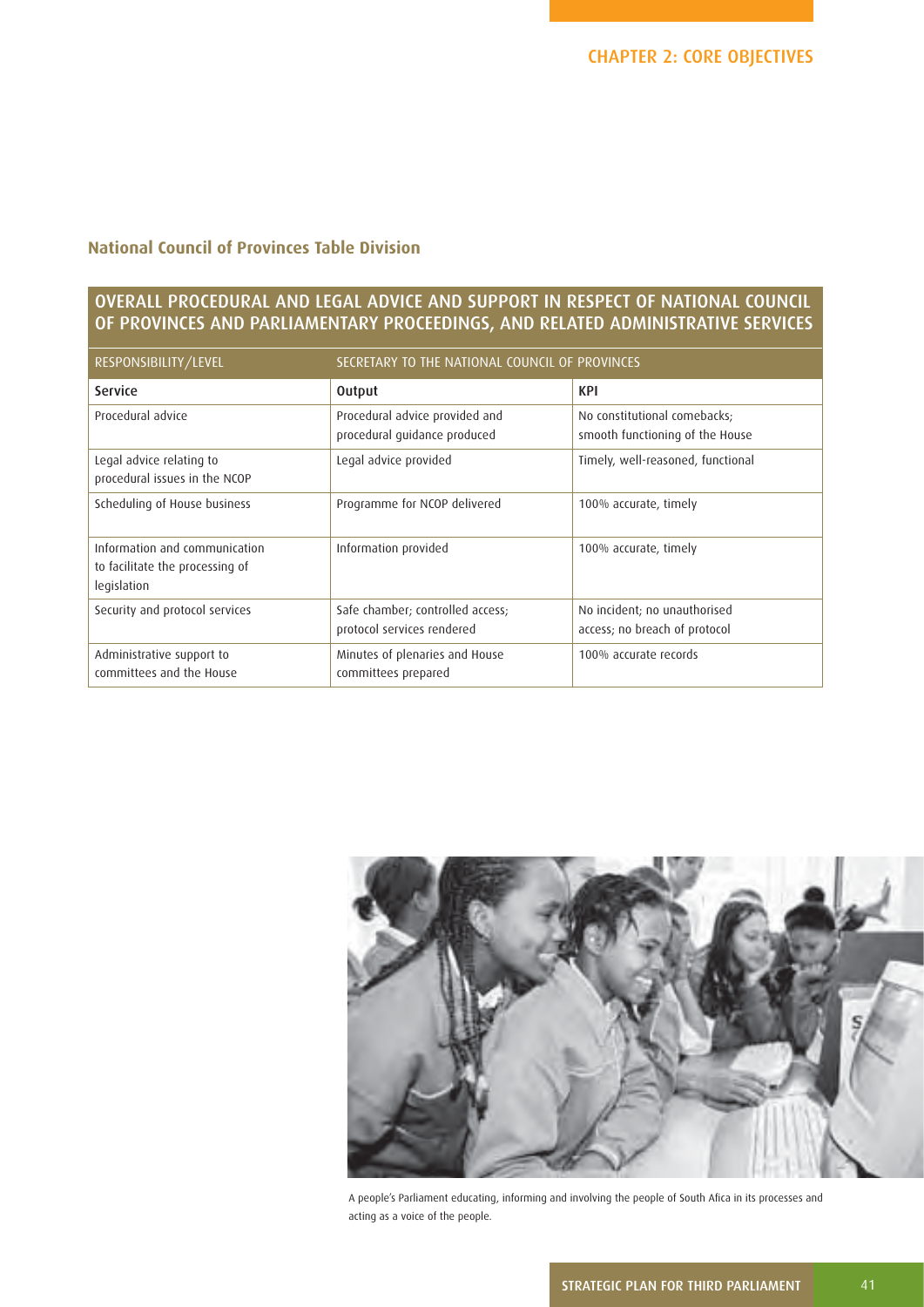## National Council of Provinces Table Division

### OVERALL PROCEDURAL AND LEGAL ADVICE AND SUPPORT IN RESPECT OF NATIONAL COUNCIL OF PROVINCES AND PARLIAMENTARY PROCEEDINGS, AND RELATED ADMINISTRATIVE SERVICES

| RESPONSIBILITY/LEVEL | SECRETARY TO THE NATIONAL COUNCIL OF PROVINCES | |
|---|---|---|
| **Service** | **Output** | **KPI** |
| Procedural advice | Procedural advice provided and procedural guidance produced | No constitutional comebacks; smooth functioning of the House |
| Legal advice relating to procedural issues in the NCOP | Legal advice provided | Timely, well-reasoned, functional |
| Scheduling of House business | Programme for NCOP delivered | 100% accurate, timely |
| Information and communication to facilitate the processing of legislation | Information provided | 100% accurate, timely |
| Security and protocol services | Safe chamber; controlled access; protocol services rendered | No incident; no unauthorised access; no breach of protocol |
| Administrative support to committees and the House | Minutes of plenaries and House committees prepared | 100% accurate records |

A people's Parliament educating, informing and involving the people of South Afica in its processes and acting as a voice of the people.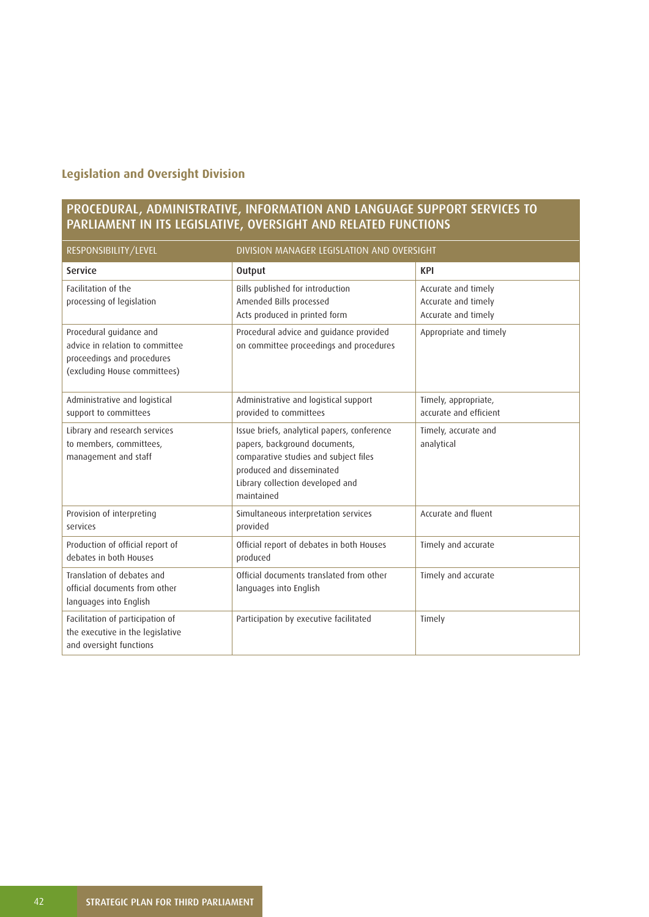## Legislation and Oversight Division

| PROCEDURAL, ADMINISTRATIVE, INFORMATION AND LANGUAGE SUPPORT SERVICES TO PARLIAMENT IN ITS LEGISLATIVE, OVERSIGHT AND RELATED FUNCTIONS | | |
|---|---|---|
| RESPONSIBILITY/LEVEL | DIVISION MANAGER LEGISLATION AND OVERSIGHT | |
| **Service** | **Output** | **KPI** |
| Facilitation of the processing of legislation | Bills published for introduction<br>Amended Bills processed<br>Acts produced in printed form | Accurate and timely<br>Accurate and timely<br>Accurate and timely |
| Procedural guidance and advice in relation to committee proceedings and procedures (excluding House committees) | Procedural advice and guidance provided on committee proceedings and procedures | Appropriate and timely |
| Administrative and logistical support to committees | Administrative and logistical support provided to committees | Timely, appropriate, accurate and efficient |
| Library and research services to members, committees, management and staff | Issue briefs, analytical papers, conference papers, background documents, comparative studies and subject files produced and disseminated<br>Library collection developed and maintained | Timely, accurate and analytical |
| Provision of interpreting services | Simultaneous interpretation services provided | Accurate and fluent |
| Production of official report of debates in both Houses | Official report of debates in both Houses produced | Timely and accurate |
| Translation of debates and official documents from other languages into English | Official documents translated from other languages into English | Timely and accurate |
| Facilitation of participation of the executive in the legislative and oversight functions | Participation by executive facilitated | Timely |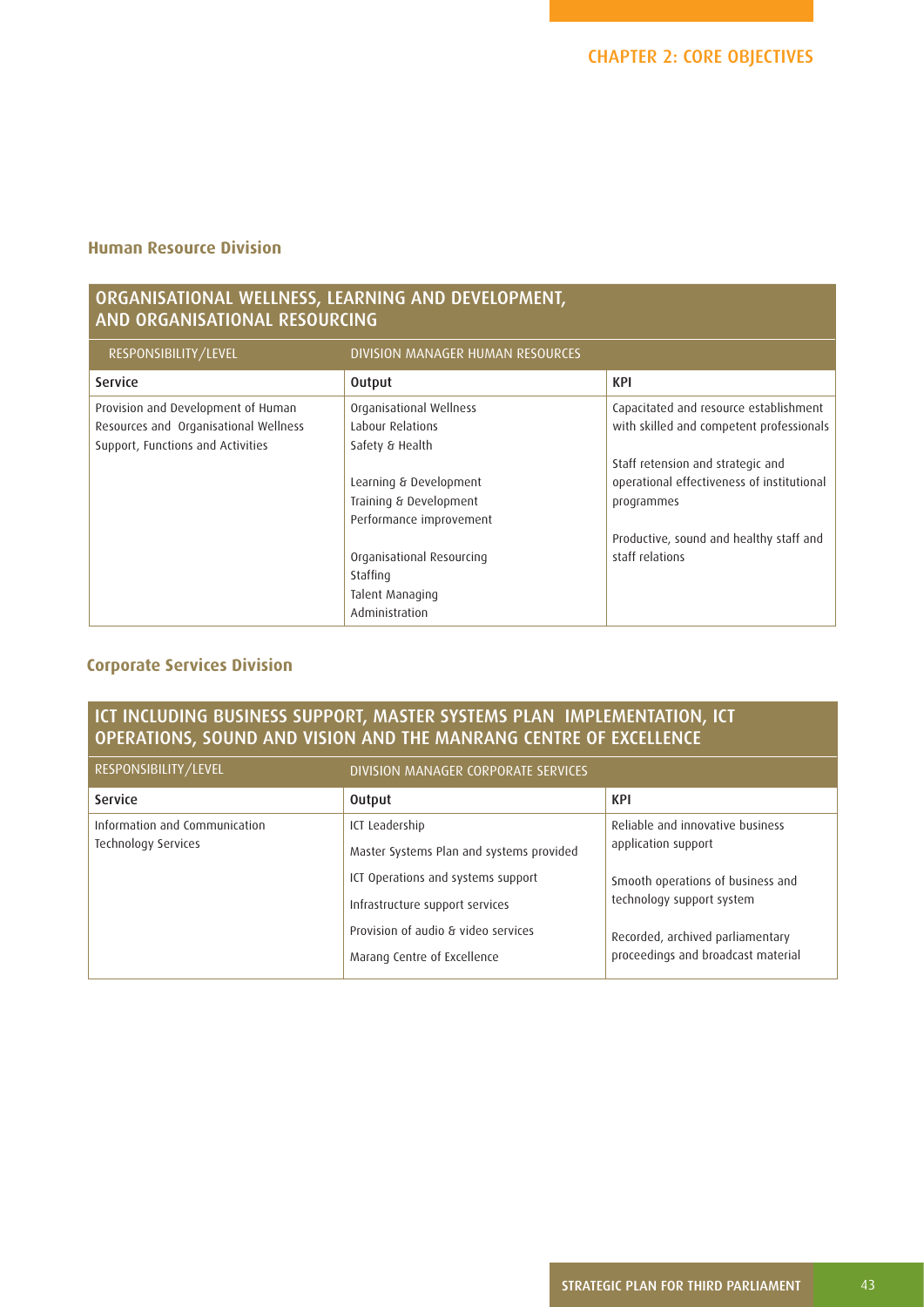### Human Resource Division

| ORGANISATIONAL WELLNESS, LEARNING AND DEVELOPMENT, AND ORGANISATIONAL RESOURCING | | |
|---|---|---|
| RESPONSIBILITY/LEVEL | DIVISION MANAGER HUMAN RESOURCES | |
| **Service** | **Output** | **KPI** |
| Provision and Development of Human Resources and Organisational Wellness Support, Functions and Activities | Organisational Wellness<br>Labour Relations<br>Safety & Health<br><br>Learning & Development<br>Training & Development<br>Performance improvement<br><br>Organisational Resourcing<br>Staffing<br>Talent Managing<br>Administration | Capacitated and resource establishment with skilled and competent professionals<br><br>Staff retension and strategic and operational effectiveness of institutional programmes<br><br>Productive, sound and healthy staff and staff relations |

### Corporate Services Division

| ICT INCLUDING BUSINESS SUPPORT, MASTER SYSTEMS PLAN IMPLEMENTATION, ICT OPERATIONS, SOUND AND VISION AND THE MANRANG CENTRE OF EXCELLENCE | | |
|---|---|---|
| RESPONSIBILITY/LEVEL | DIVISION MANAGER CORPORATE SERVICES | |
| **Service** | **Output** | **KPI** |
| Information and Communication Technology Services | ICT Leadership<br>Master Systems Plan and systems provided<br>ICT Operations and systems support<br>Infrastructure support services<br>Provision of audio & video services<br>Marang Centre of Excellence | Reliable and innovative business application support<br><br>Smooth operations of business and technology support system<br><br>Recorded, archived parliamentary proceedings and broadcast material |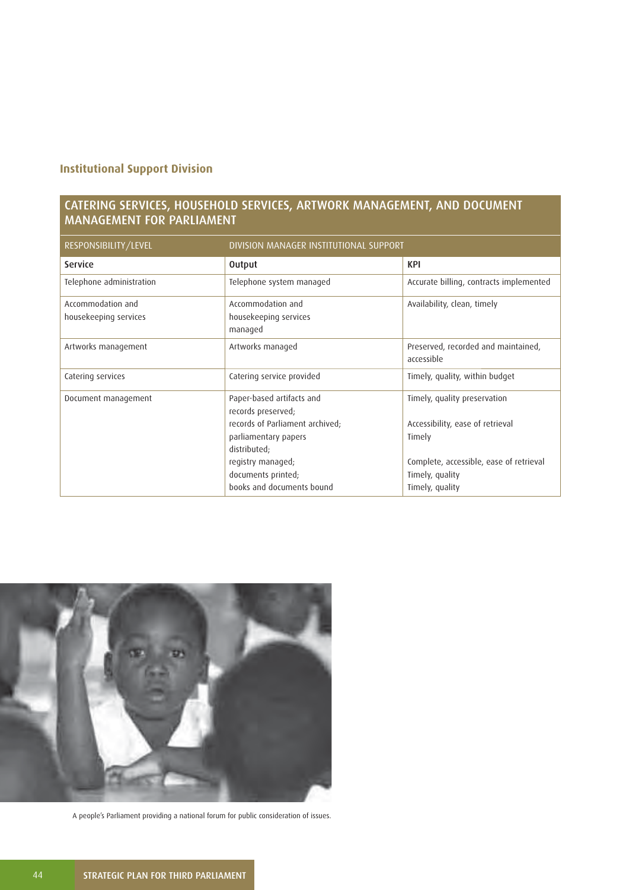### Institutional Support Division

| CATERING SERVICES, HOUSEHOLD SERVICES, ARTWORK MANAGEMENT, AND DOCUMENT MANAGEMENT FOR PARLIAMENT | | |
|---|---|---|
| RESPONSIBILITY/LEVEL | DIVISION MANAGER INSTITUTIONAL SUPPORT | |
| **Service** | **Output** | **KPI** |
| Telephone administration | Telephone system managed | Accurate billing, contracts implemented |
| Accommodation and housekeeping services | Accommodation and housekeeping services managed | Availability, clean, timely |
| Artworks management | Artworks managed | Preserved, recorded and maintained, accessible |
| Catering services | Catering service provided | Timely, quality, within budget |
| Document management | Paper-based artifacts and records preserved;<br>records of Parliament archived;<br>parliamentary papers distributed;<br>registry managed;<br>documents printed;<br>books and documents bound | Timely, quality preservation<br>Accessibility, ease of retrieval<br>Timely<br>Complete, accessible, ease of retrieval<br>Timely, quality<br>Timely, quality |

A people's Parliament providing a national forum for public consideration of issues.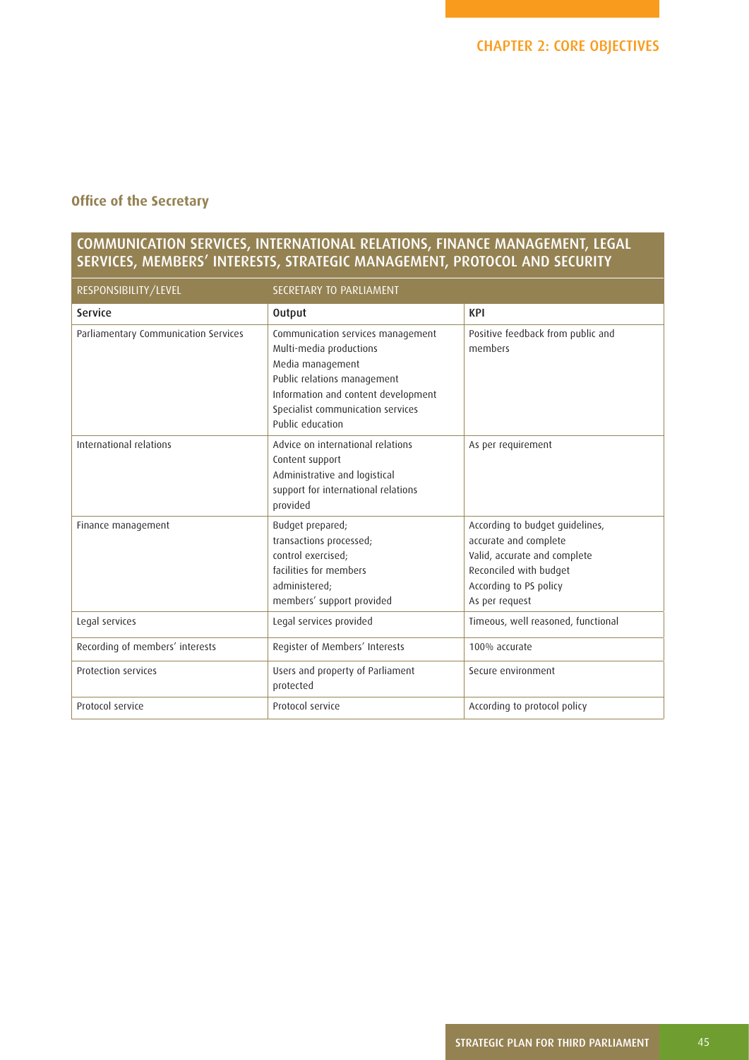## Office of the Secretary

| COMMUNICATION SERVICES, INTERNATIONAL RELATIONS, FINANCE MANAGEMENT, LEGAL SERVICES, MEMBERS' INTERESTS, STRATEGIC MANAGEMENT, PROTOCOL AND SECURITY | | |
|---|---|---|
| RESPONSIBILITY/LEVEL | SECRETARY TO PARLIAMENT | |
| **Service** | **Output** | **KPI** |
| Parliamentary Communication Services | Communication services management<br>Multi-media productions<br>Media management<br>Public relations management<br>Information and content development<br>Specialist communication services<br>Public education | Positive feedback from public and members |
| International relations | Advice on international relations<br>Content support<br>Administrative and logistical support for international relations provided | As per requirement |
| Finance management | Budget prepared;<br>transactions processed;<br>control exercised;<br>facilities for members administered;<br>members' support provided | According to budget guidelines, accurate and complete<br>Valid, accurate and complete<br>Reconciled with budget<br>According to PS policy<br>As per request |
| Legal services | Legal services provided | Timeous, well reasoned, functional |
| Recording of members' interests | Register of Members' Interests | 100% accurate |
| Protection services | Users and property of Parliament protected | Secure environment |
| Protocol service | Protocol service | According to protocol policy |